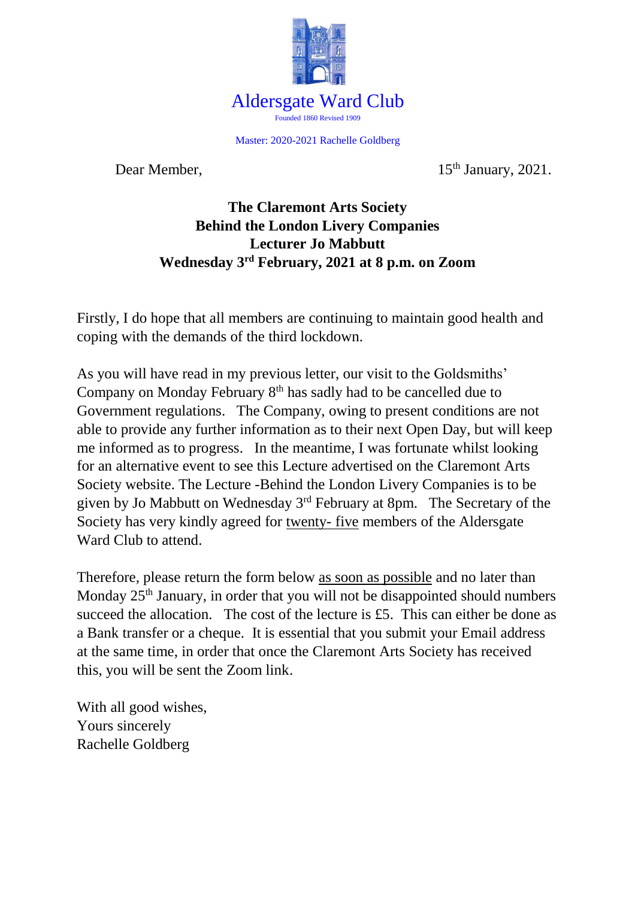# Aldersgate Ward Club

Founded 1860 Revised 1909

Master: 2020-2021 Rachelle Goldberg

Dear Member, 15th January, 2021.

**The Claremont Arts Society**
**Behind the London Livery Companies**
**Lecturer Jo Mabbutt**
**Wednesday 3rd February, 2021 at 8 p.m. on Zoom**

Firstly, I do hope that all members are continuing to maintain good health and coping with the demands of the third lockdown.

As you will have read in my previous letter, our visit to the Goldsmiths' Company on Monday February 8th has sadly had to be cancelled due to Government regulations. The Company, owing to present conditions are not able to provide any further information as to their next Open Day, but will keep me informed as to progress. In the meantime, I was fortunate whilst looking for an alternative event to see this Lecture advertised on the Claremont Arts Society website. The Lecture -Behind the London Livery Companies is to be given by Jo Mabbutt on Wednesday 3rd February at 8pm. The Secretary of the Society has very kindly agreed for twenty- five members of the Aldersgate Ward Club to attend.

Therefore, please return the form below as soon as possible and no later than Monday 25th January, in order that you will not be disappointed should numbers succeed the allocation. The cost of the lecture is £5. This can either be done as a Bank transfer or a cheque. It is essential that you submit your Email address at the same time, in order that once the Claremont Arts Society has received this, you will be sent the Zoom link.

With all good wishes,
Yours sincerely
Rachelle Goldberg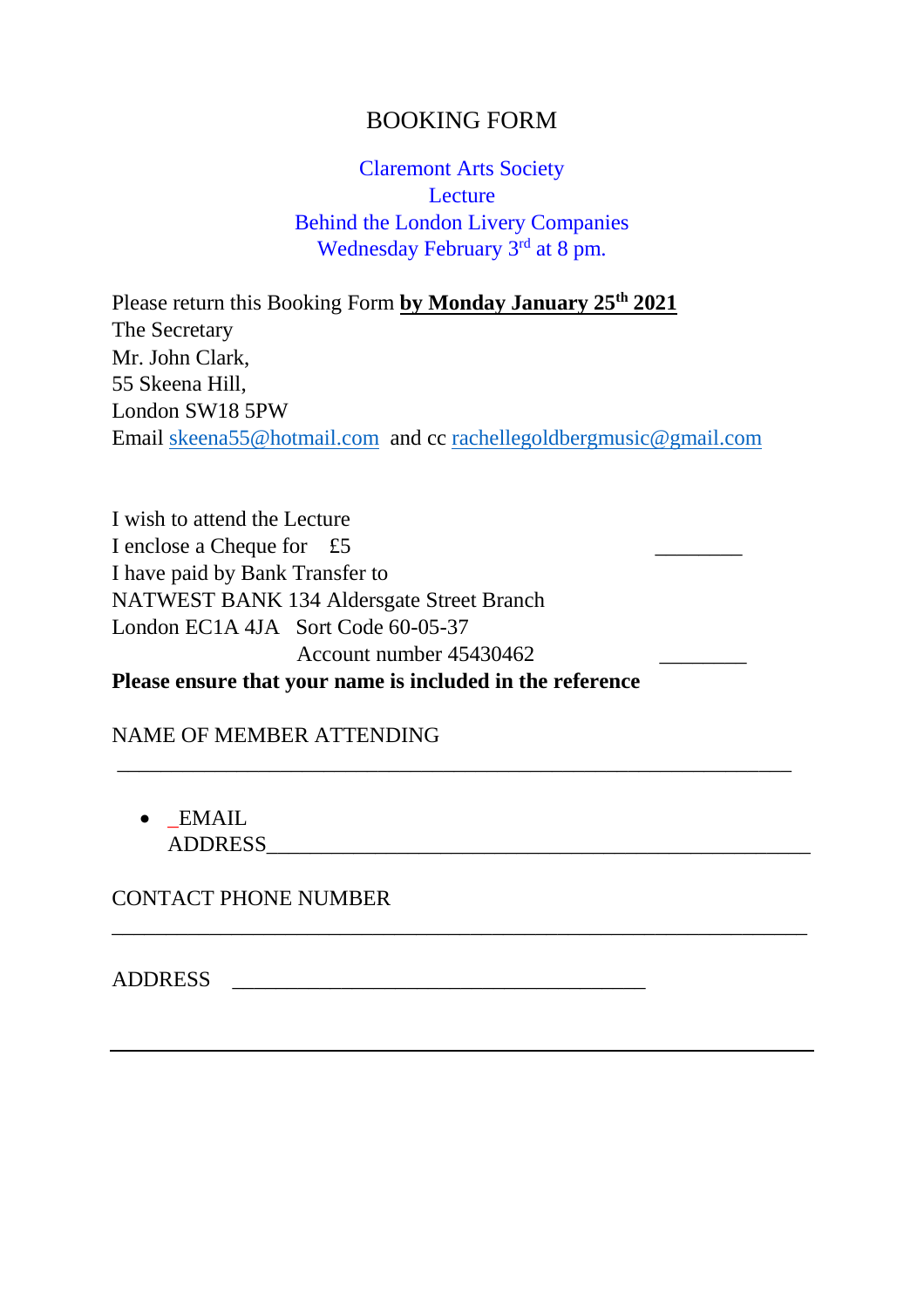# BOOKING FORM

Claremont Arts Society
Lecture
Behind the London Livery Companies
Wednesday February 3rd at 8 pm.

Please return this Booking Form **by Monday January 25th 2021**
The Secretary
Mr. John Clark,
55 Skeena Hill,
London SW18 5PW
Email skeena55@hotmail.com and cc rachellegoldbergmusic@gmail.com

I wish to attend the Lecture
I enclose a Cheque for £5 ________
I have paid by Bank Transfer to
NATWEST BANK 134 Aldersgate Street Branch
London EC1A 4JA Sort Code 60-05-37
Account number 45430462 ________
**Please ensure that your name is included in the reference**

NAME OF MEMBER ATTENDING

_______________________________________________________________

- _EMAIL ADDRESS___________________________________________________

CONTACT PHONE NUMBER

_______________________________________________________________

ADDRESS ______________________________________

_______________________________________________________________